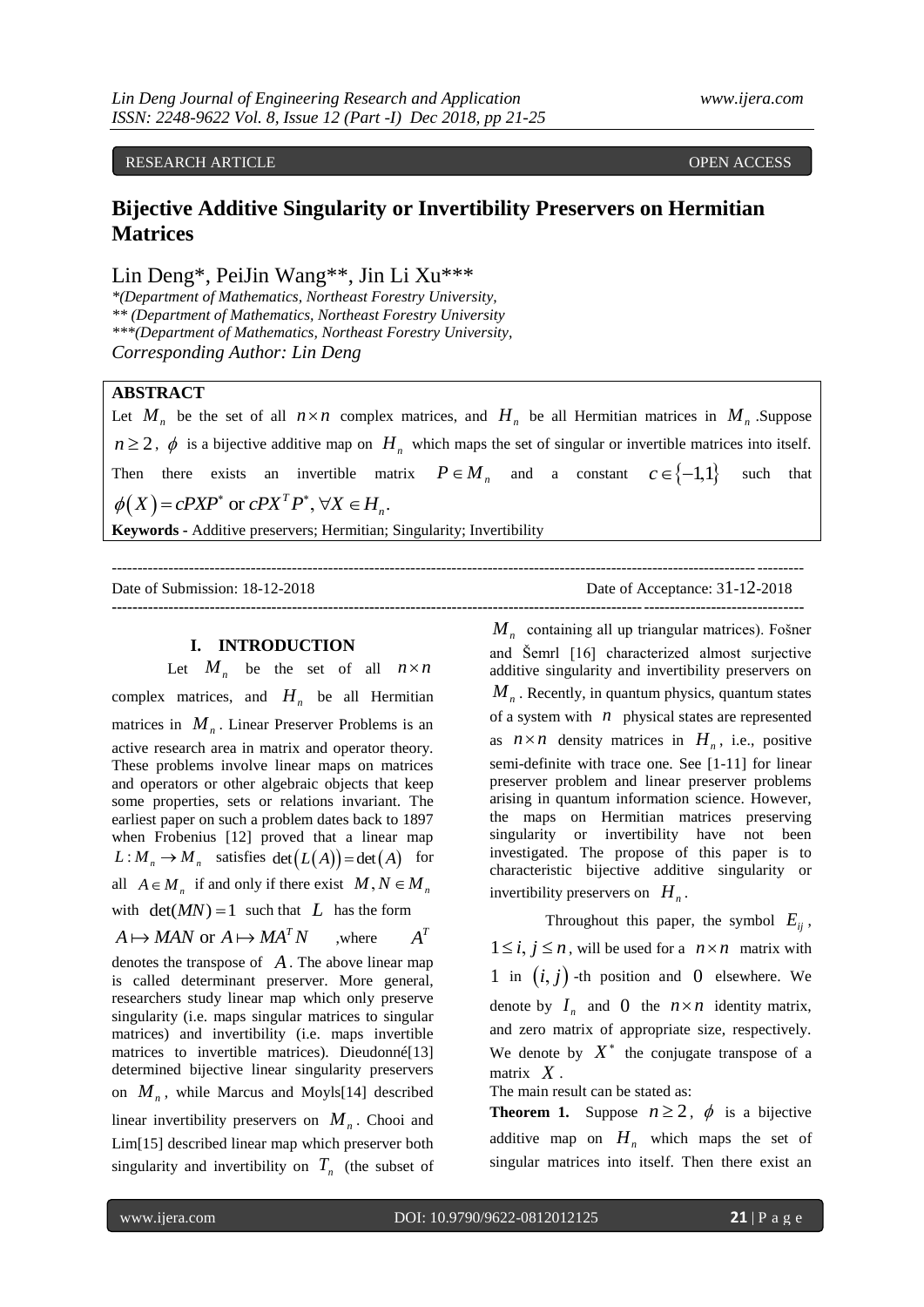RESEARCH ARTICLE OPEN ACCESS

# Bijective Additive Singularity or Invertibility Preservers on Hermitian Matrices

Lin Deng*, PeiJin Wang**, Jin Li Xu***

*(Department of Mathematics, Northeast Forestry University,
** (Department of Mathematics, Northeast Forestry University
***(Department of Mathematics, Northeast Forestry University,
*Corresponding Author: Lin Deng*

## ABSTRACT

Let $M_n$ be the set of all $n \times n$ complex matrices, and $H_n$ be all Hermitian matrices in $M_n$ .Suppose $n \geq 2$, $\phi$ is a bijective additive map on $H_n$ which maps the set of singular or invertible matrices into itself. Then there exists an invertible matrix $P \in M_n$ and a constant $c \in \{-1,1\}$ such that $\phi(X) = cPXP^*$ or $cPX^TP^*, \forall X \in H_n$.

**Keywords -** Additive preservers; Hermitian; Singularity; Invertibility

Date of Submission: 18-12-2018 Date of Acceptance: 31-12-2018

## I. INTRODUCTION

Let $M_n$ be the set of all $n \times n$ complex matrices, and $H_n$ be all Hermitian matrices in $M_n$. Linear Preserver Problems is an active research area in matrix and operator theory. These problems involve linear maps on matrices and operators or other algebraic objects that keep some properties, sets or relations invariant. The earliest paper on such a problem dates back to 1897 when Frobenius [12] proved that a linear map $L: M_n \to M_n$ satisfies $\det(L(A)) = \det(A)$ for all $A \in M_n$ if and only if there exist $M, N \in M_n$ with $\det(MN) = 1$ such that $L$ has the form $A \mapsto MAN$ or $A \mapsto MA^TN$ ,where $A^T$ denotes the transpose of $A$. The above linear map is called determinant preserver. More general, researchers study linear map which only preserve singularity (i.e. maps singular matrices to singular matrices) and invertibility (i.e. maps invertible matrices to invertible matrices). Dieudonné[13] determined bijective linear singularity preservers on $M_n$, while Marcus and Moyls[14] described linear invertibility preservers on $M_n$. Chooi and Lim[15] described linear map which preserver both singularity and invertibility on $T_n$ (the subset of $M_n$ containing all up triangular matrices). Fošner and Šemrl [16] characterized almost surjective additive singularity and invertibility preservers on $M_n$. Recently, in quantum physics, quantum states of a system with $n$ physical states are represented as $n \times n$ density matrices in $H_n$, i.e., positive semi-definite with trace one. See [1-11] for linear preserver problem and linear preserver problems arising in quantum information science. However, the maps on Hermitian matrices preserving singularity or invertibility have not been investigated. The propose of this paper is to characteristic bijective additive singularity or invertibility preservers on $H_n$.

Throughout this paper, the symbol $E_{ij}$, $1 \leq i, j \leq n$, will be used for a $n \times n$ matrix with $1$ in $(i, j)$-th position and $0$ elsewhere. We denote by $I_n$ and $0$ the $n \times n$ identity matrix, and zero matrix of appropriate size, respectively. We denote by $X^*$ the conjugate transpose of a matrix $X$.

The main result can be stated as:

**Theorem 1.** Suppose $n \geq 2$, $\phi$ is a bijective additive map on $H_n$ which maps the set of singular matrices into itself. Then there exist an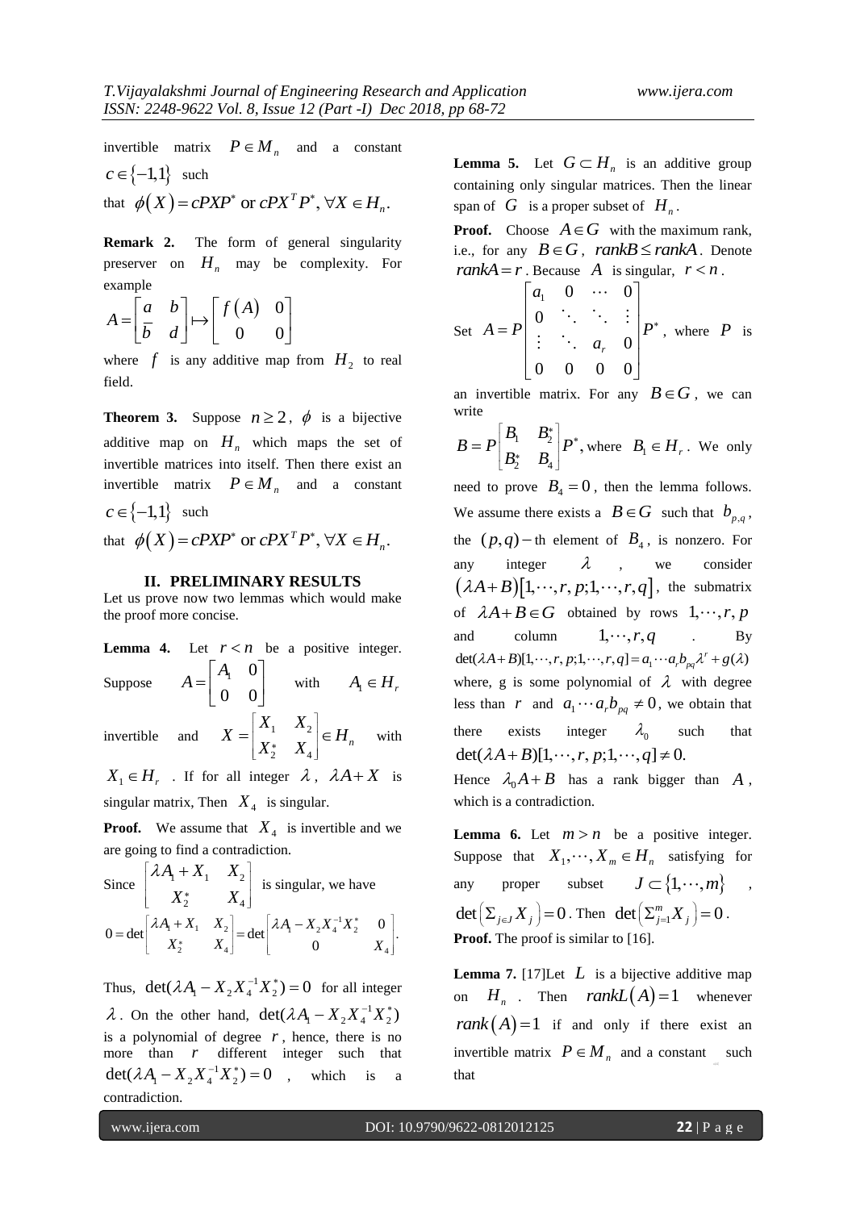invertible matrix $P \in M_n$ and a constant $c \in \{-1,1\}$ such that $\phi(X) = cPXP^*$ or $cPX^TP^*, \forall X \in H_n$.

**Remark 2.** The form of general singularity preserver on $H_n$ may be complexity. For example

$$A = \begin{bmatrix} a & b \\ \overline{b} & d \end{bmatrix} \mapsto \begin{bmatrix} f(A) & 0 \\ 0 & 0 \end{bmatrix}$$

where $f$ is any additive map from $H_2$ to real field.

**Theorem 3.** Suppose $n \geq 2$, $\phi$ is a bijective additive map on $H_n$ which maps the set of invertible matrices into itself. Then there exist an invertible matrix $P \in M_n$ and a constant $c \in \{-1,1\}$ such that $\phi(X) = cPXP^*$ or $cPX^TP^*, \forall X \in H_n$.

## II. PRELIMINARY RESULTS

Let us prove now two lemmas which would make the proof more concise.

**Lemma 4.** Let $r < n$ be a positive integer. Suppose $A = \begin{bmatrix} A_1 & 0 \\ 0 & 0 \end{bmatrix}$ with $A_1 \in H_r$ invertible and $X = \begin{bmatrix} X_1 & X_2 \\ X_2^* & X_4 \end{bmatrix} \in H_n$ with $X_1 \in H_r$. If for all integer $\lambda$, $\lambda A + X$ is singular matrix, Then $X_4$ is singular.

**Proof.** We assume that $X_4$ is invertible and we are going to find a contradiction.

Since $\begin{bmatrix} \lambda A_1 + X_1 & X_2 \\ X_2^* & X_4 \end{bmatrix}$ is singular, we have

$$0 = \det \begin{bmatrix} \lambda A_1 + X_1 & X_2 \\ X_2^* & X_4 \end{bmatrix} = \det \begin{bmatrix} \lambda A_1 - X_2 X_4^{-1} X_2^* & 0 \\ 0 & X_4 \end{bmatrix}.$$

Thus, $\det(\lambda A_1 - X_2 X_4^{-1} X_2^*) = 0$ for all integer $\lambda$. On the other hand, $\det(\lambda A_1 - X_2 X_4^{-1} X_2^*)$ is a polynomial of degree $r$, hence, there is no more than $r$ different integer such that $\det(\lambda A_1 - X_2 X_4^{-1} X_2^*) = 0$, which is a contradiction.

**Lemma 5.** Let $G \subset H_n$ is an additive group containing only singular matrices. Then the linear span of $G$ is a proper subset of $H_n$.

**Proof.** Choose $A \in G$ with the maximum rank, i.e., for any $B \in G$, $rankB \leq rankA$. Denote $rankA = r$. Because $A$ is singular, $r < n$.

Set $A = P \begin{bmatrix} a_1 & 0 & \cdots & 0 \\ 0 & \ddots & \ddots & \vdots \\ \vdots & \ddots & a_r & 0 \\ 0 & 0 & 0 & 0 \end{bmatrix} P^*$, where $P$ is an invertible matrix. For any $B \in G$, we can write

$B = P \begin{bmatrix} B_1 & B_2^* \\ B_2^* & B_4 \end{bmatrix} P^*$, where $B_1 \in H_r$. We only need to prove $B_4 = 0$, then the lemma follows. We assume there exists a $B \in G$ such that $b_{p,q}$, the $(p,q)-$th element of $B_4$, is nonzero. For any integer $\lambda$, we consider $(\lambda A + B)[1,\cdots,r,p;1,\cdots,r,q]$, the submatrix of $\lambda A + B \in G$ obtained by rows $1,\cdots,r,p$ and column $1,\cdots,r,q$. By $\det(\lambda A + B)[1,\cdots,r,p;1,\cdots,r,q] = a_1 \cdots a_r b_{pq} \lambda^r + g(\lambda)$ where, g is some polynomial of $\lambda$ with degree less than $r$ and $a_1 \cdots a_r b_{pq} \neq 0$, we obtain that there exists integer $\lambda_0$ such that $\det(\lambda A + B)[1,\cdots,r,p;1,\cdots,r,q] \neq 0.$

Hence $\lambda_0 A + B$ has a rank bigger than $A$, which is a contradiction.

**Lemma 6.** Let $m > n$ be a positive integer. Suppose that $X_1, \cdots, X_m \in H_n$ satisfying for any proper subset $J \subset \{1,\cdots,m\}$, $\det\left(\Sigma_{j \in J} X_j\right) = 0$. Then $\det\left(\Sigma_{j=1}^m X_j\right) = 0$.

**Proof.** The proof is similar to [16].

**Lemma 7.** [17]Let $L$ is a bijective additive map on $H_n$. Then $rankL(A) = 1$ whenever $rank(A) = 1$ if and only if there exist an invertible matrix $P \in M_n$ and a constant such that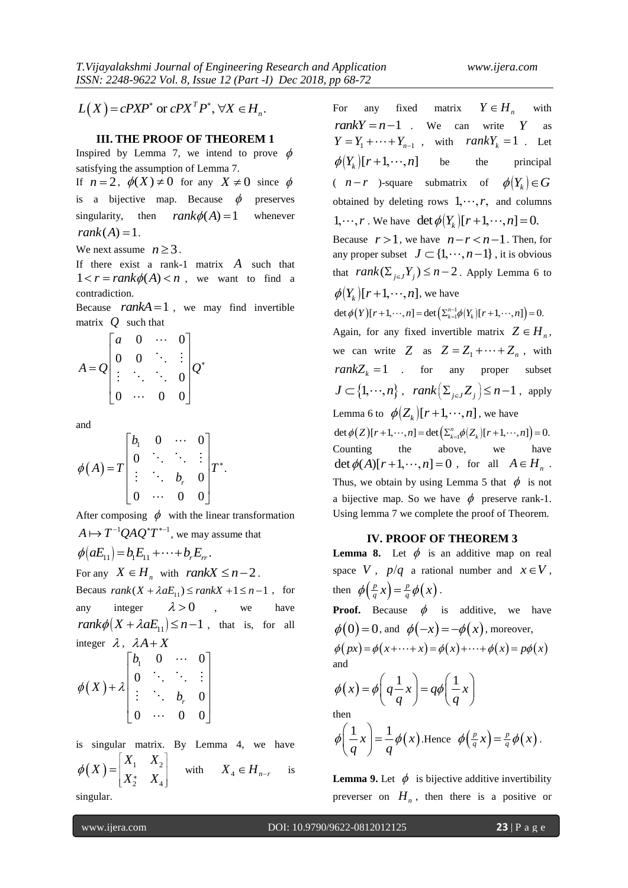$L(X)=cPXP^*$ or $cPX^TP^*, \forall X\in H_n$.

### III. THE PROOF OF THEOREM 1

Inspired by Lemma 7, we intend to prove $\phi$ satisfying the assumption of Lemma 7.

If $n=2$, $\phi(X)\neq 0$ for any $X\neq 0$ since $\phi$ is a bijective map. Because $\phi$ preserves singularity, then $rank\phi(A)=1$ whenever $rank(A)=1$.

We next assume $n\geq 3$.

If there exist a rank-1 matrix $A$ such that $1<r=rank\phi(A)<n$, we want to find a contradiction.

Because $rankA=1$, we may find invertible matrix $Q$ such that

$$A=Q\begin{bmatrix} a & 0 & \cdots & 0\\ 0 & 0 & \ddots & \vdots\\ \vdots & \ddots & \ddots & 0\\ 0 & \cdots & 0 & 0\end{bmatrix}Q^*$$

and

$$\phi(A)=T\begin{bmatrix} b_1 & 0 & \cdots & 0\\ 0 & \ddots & \ddots & \vdots\\ \vdots & \ddots & b_r & 0\\ 0 & \cdots & 0 & 0\end{bmatrix}T^*.$$

After composing $\phi$ with the linear transformation $A\mapsto T^{-1}QAQ^*T^{*-1}$, we may assume that

$\phi(aE_{11})=b_1E_{11}+\cdots+b_rE_{rr}$.

For any $X\in H_n$ with $rankX\leq n-2$.

Becaus $rank(X+\lambda aE_{11})\leq rankX+1\leq n-1$, for any integer $\lambda>0$, we have $rank\phi(X+\lambda aE_{11})\leq n-1$, that is, for all integer $\lambda$, $\lambda A+X$

$$\phi(X)+\lambda\begin{bmatrix} b_1 & 0 & \cdots & 0\\ 0 & \ddots & \ddots & \vdots\\ \vdots & \ddots & b_r & 0\\ 0 & \cdots & 0 & 0\end{bmatrix}$$

is singular matrix. By Lemma 4, we have $\phi(X)=\begin{bmatrix} X_1 & X_2\\ X_2^* & X_4\end{bmatrix}$ with $X_4\in H_{n-r}$ is singular.

For any fixed matrix $Y\in H_n$ with $rankY=n-1$. We can write $Y$ as $Y=Y_1+\cdots+Y_{n-1}$, with $rankY_k=1$. Let $\phi(Y_k)[r+1,\cdots,n]$ be the principal ( $n-r$ )-square submatrix of $\phi(Y_k)\in G$ obtained by deleting rows $1,\cdots,r$, and columns $1,\cdots,r$. We have $\det\phi(Y_k)[r+1,\cdots,n]=0$.

Because $r>1$, we have $n-r<n-1$. Then, for any proper subset $J\subset\{1,\cdots,n-1\}$, it is obvious that $rank(\Sigma_{j\in J}Y_j)\leq n-2$. Apply Lemma 6 to $\phi(Y_k)[r+1,\cdots,n]$, we have

$\det\phi(Y)[r+1,\cdots,n]=\det\left(\Sigma_{k=1}^{n-1}\phi(Y_k)[r+1,\cdots,n]\right)=0.$

Again, for any fixed invertible matrix $Z\in H_n$, we can write $Z$ as $Z=Z_1+\cdots+Z_n$, with $rankZ_k=1$. for any proper subset $J\subset\{1,\cdots,n\}$, $rank\left(\Sigma_{j\in J}Z_j\right)\leq n-1$, apply Lemma 6 to $\phi(Z_k)[r+1,\cdots,n]$, we have

$\det\phi(Z)[r+1,\cdots,n]=\det\left(\Sigma_{k=1}^{n}\phi(Z_k)[r+1,\cdots,n]\right)=0.$

Counting the above, we have $\det\phi(A)[r+1,\cdots,n]=0$, for all $A\in H_n$. Thus, we obtain by using Lemma 5 that $\phi$ is not a bijective map. So we have $\phi$ preserve rank-1. Using lemma 7 we complete the proof of Theorem.

### IV. PROOF OF THEOREM 3

**Lemma 8.** Let $\phi$ is an additive map on real space $V$, $p/q$ a rational number and $x\in V$, then $\phi\left(\frac{p}{q}x\right)=\frac{p}{q}\phi(x)$.

**Proof.** Because $\phi$ is additive, we have $\phi(0)=0$, and $\phi(-x)=-\phi(x)$, moreover,

$\phi(px)=\phi(x+\cdots+x)=\phi(x)+\cdots+\phi(x)=p\phi(x)$

and

$$\phi(x)=\phi\left(q\frac{1}{q}x\right)=q\phi\left(\frac{1}{q}x\right)$$

then

$$\phi\left(\frac{1}{q}x\right)=\frac{1}{q}\phi(x).$$ Hence $\phi\left(\frac{p}{q}x\right)=\frac{p}{q}\phi(x)$.

**Lemma 9.** Let $\phi$ is bijective additive invertibility preverser on $H_n$, then there is a positive or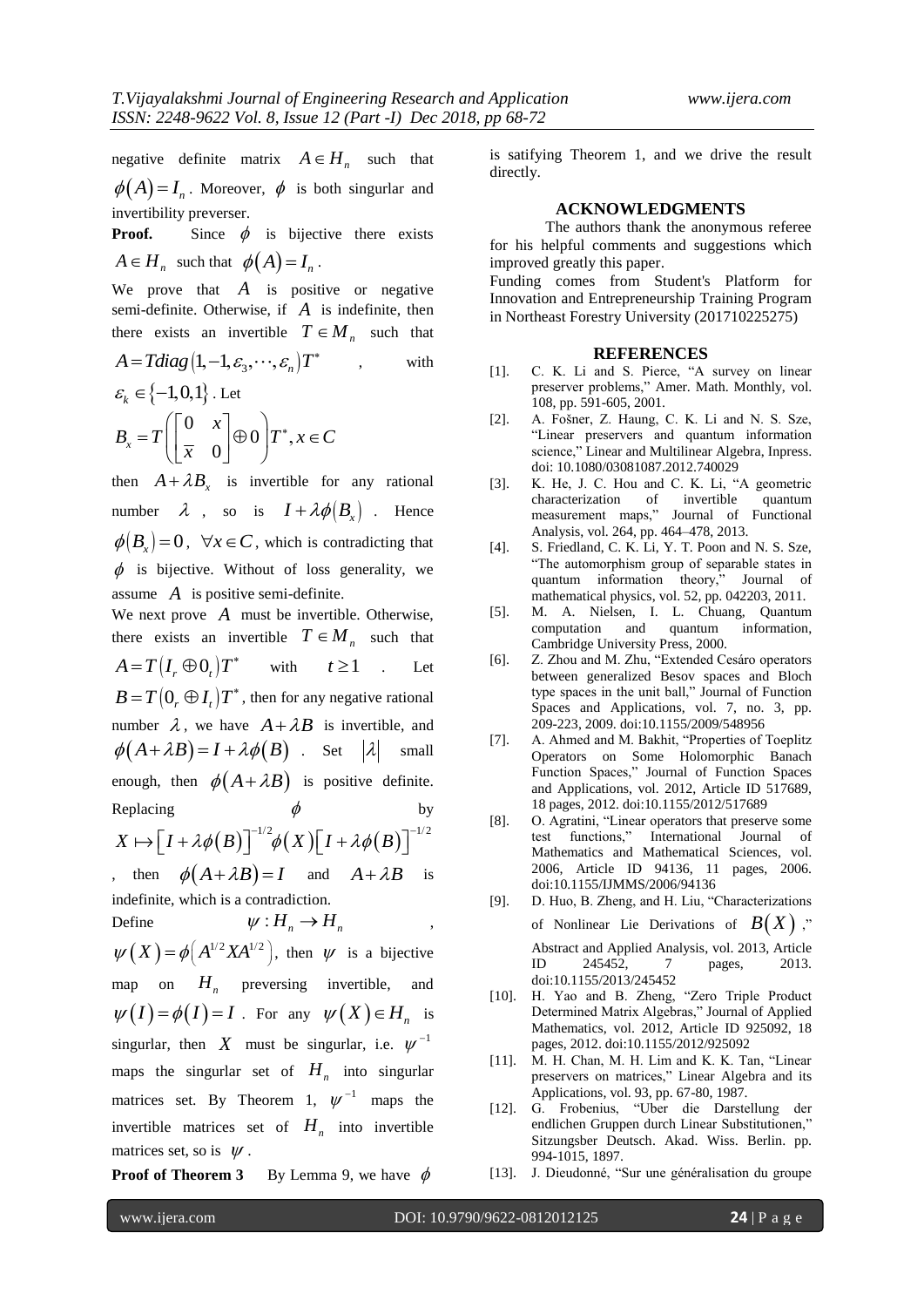negative definite matrix $A \in H_n$ such that $\phi(A) = I_n$. Moreover, $\phi$ is both singurlar and invertibility preverser.

**Proof.** Since $\phi$ is bijective there exists $A \in H_n$ such that $\phi(A) = I_n$.

We prove that $A$ is positive or negative semi-definite. Otherwise, if $A$ is indefinite, then there exists an invertible $T \in M_n$ such that $A = Tdiag(1, -1, \varepsilon_3, \cdots, \varepsilon_n)T^*$, with $\varepsilon_k \in \{-1, 0, 1\}$. Let

$$B_x = T\left(\begin{bmatrix} 0 & x \\ \overline{x} & 0 \end{bmatrix} \oplus 0\right)T^*, x \in C$$

then $A + \lambda B_x$ is invertible for any rational number $\lambda$, so is $I + \lambda\phi(B_x)$. Hence $\phi(B_x) = 0$, $\forall x \in C$, which is contradicting that $\phi$ is bijective. Without of loss generality, we assume $A$ is positive semi-definite.

We next prove $A$ must be invertible. Otherwise, there exists an invertible $T \in M_n$ such that $A = T(I_r \oplus 0_t)T^*$ with $t \geq 1$. Let $B = T(0_r \oplus I_t)T^*$, then for any negative rational number $\lambda$, we have $A + \lambda B$ is invertible, and $\phi(A + \lambda B) = I + \lambda\phi(B)$. Set $|\lambda|$ small enough, then $\phi(A + \lambda B)$ is positive definite. Replacing $\phi$ by $X \mapsto \left[I + \lambda\phi(B)\right]^{-1/2}\phi(X)\left[I + \lambda\phi(B)\right]^{-1/2}$, then $\phi(A + \lambda B) = I$ and $A + \lambda B$ is indefinite, which is a contradiction.

Define $\psi : H_n \to H_n$, $\psi(X) = \phi\left(A^{1/2}XA^{1/2}\right)$, then $\psi$ is a bijective map on $H_n$ preversing invertible, and $\psi(I) = \phi(I) = I$. For any $\psi(X) \in H_n$ is singurlar, then $X$ must be singurlar, i.e. $\psi^{-1}$ maps the singurlar set of $H_n$ into singurlar matrices set. By Theorem 1, $\psi^{-1}$ maps the invertible matrices set of $H_n$ into invertible matrices set, so is $\psi$.

**Proof of Theorem 3** By Lemma 9, we have $\phi$ is satifying Theorem 1, and we drive the result directly.

## ACKNOWLEDGMENTS

The authors thank the anonymous referee for his helpful comments and suggestions which improved greatly this paper.

Funding comes from Student's Platform for Innovation and Entrepreneurship Training Program in Northeast Forestry University (201710225275)

## REFERENCES

[1]. C. K. Li and S. Pierce, "A survey on linear preserver problems," Amer. Math. Monthly, vol. 108, pp. 591-605, 2001.

[2]. A. Fošner, Z. Haung, C. K. Li and N. S. Sze, "Linear preservers and quantum information science," Linear and Multilinear Algebra, Inpress. doi: 10.1080/03081087.2012.740029

[3]. K. He, J. C. Hou and C. K. Li, "A geometric characterization of invertible quantum measurement maps," Journal of Functional Analysis, vol. 264, pp. 464–478, 2013.

[4]. S. Friedland, C. K. Li, Y. T. Poon and N. S. Sze, "The automorphism group of separable states in quantum information theory," Journal of mathematical physics, vol. 52, pp. 042203, 2011.

[5]. M. A. Nielsen, I. L. Chuang, Quantum computation and quantum information, Cambridge University Press, 2000.

[6]. Z. Zhou and M. Zhu, "Extended Cesáro operators between generalized Besov spaces and Bloch type spaces in the unit ball," Journal of Function Spaces and Applications, vol. 7, no. 3, pp. 209-223, 2009. doi:10.1155/2009/548956

[7]. A. Ahmed and M. Bakhit, "Properties of Toeplitz Operators on Some Holomorphic Banach Function Spaces," Journal of Function Spaces and Applications, vol. 2012, Article ID 517689, 18 pages, 2012. doi:10.1155/2012/517689

[8]. O. Agratini, "Linear operators that preserve some test functions," International Journal of Mathematics and Mathematical Sciences, vol. 2006, Article ID 94136, 11 pages, 2006. doi:10.1155/IJMMS/2006/94136

[9]. D. Huo, B. Zheng, and H. Liu, "Characterizations of Nonlinear Lie Derivations of $B(X)$," Abstract and Applied Analysis, vol. 2013, Article ID 245452, 7 pages, 2013. doi:10.1155/2013/245452

[10]. H. Yao and B. Zheng, "Zero Triple Product Determined Matrix Algebras," Journal of Applied Mathematics, vol. 2012, Article ID 925092, 18 pages, 2012. doi:10.1155/2012/925092

[11]. M. H. Chan, M. H. Lim and K. K. Tan, "Linear preservers on matrices," Linear Algebra and its Applications, vol. 93, pp. 67-80, 1987.

[12]. G. Frobenius, "Uber die Darstellung der endlichen Gruppen durch Linear Substitutionen," Sitzungsber Deutsch. Akad. Wiss. Berlin. pp. 994-1015, 1897.

[13]. J. Dieudonné, "Sur une généralisation du groupe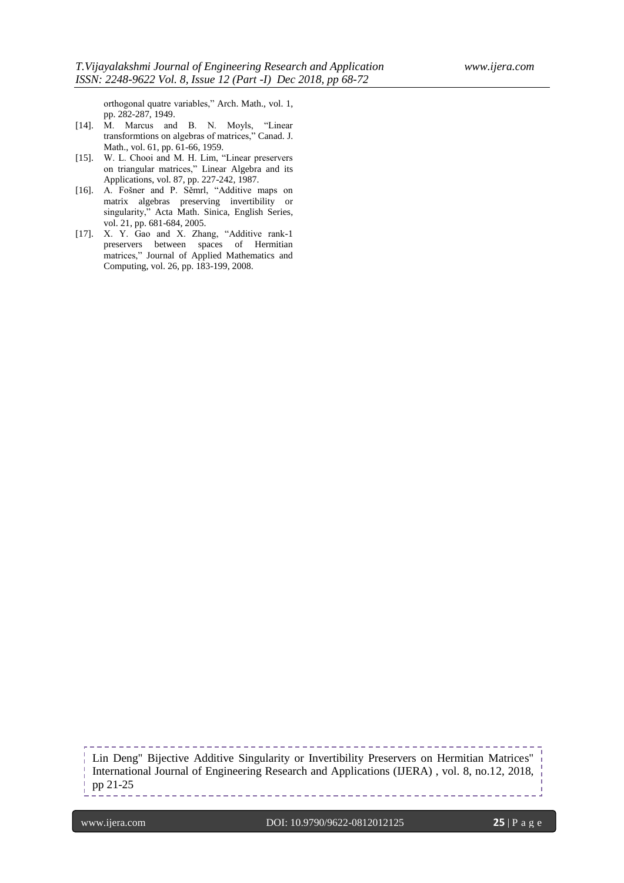orthogonal quatre variables," Arch. Math., vol. 1, pp. 282-287, 1949.

[14]. M. Marcus and B. N. Moyls, "Linear transformtions on algebras of matrices," Canad. J. Math., vol. 61, pp. 61-66, 1959.

[15]. W. L. Chooi and M. H. Lim, "Linear preservers on triangular matrices," Linear Algebra and its Applications, vol. 87, pp. 227-242, 1987.

[16]. A. Fošner and P. Šěmrl, "Additive maps on matrix algebras preserving invertibility or singularity," Acta Math. Sinica, English Series, vol. 21, pp. 681-684, 2005.

[17]. X. Y. Gao and X. Zhang, "Additive rank-1 preservers between spaces of Hermitian matrices," Journal of Applied Mathematics and Computing, vol. 26, pp. 183-199, 2008.

Lin Deng" Bijective Additive Singularity or Invertibility Preservers on Hermitian Matrices" International Journal of Engineering Research and Applications (IJERA) , vol. 8, no.12, 2018, pp 21-25